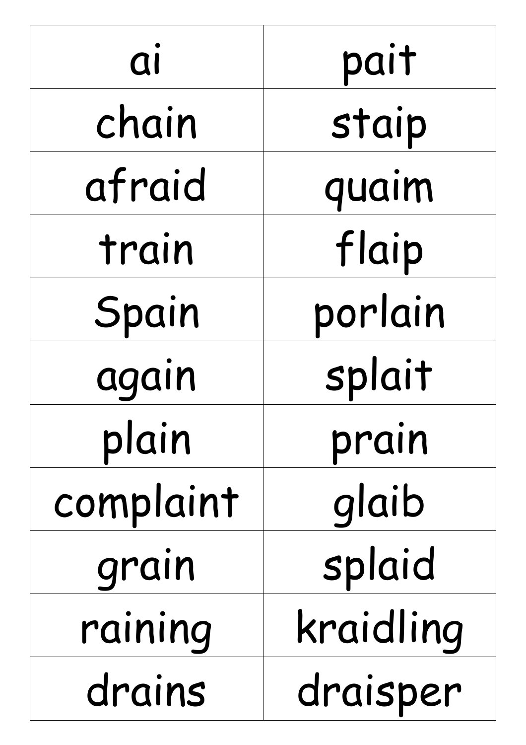| ai | pait |
| --- | --- |
| chain | staip |
| afraid | quaim |
| train | flaip |
| Spain | porlain |
| again | splait |
| plain | prain |
| complaint | glaib |
| grain | splaid |
| raining | kraidling |
| drains | draisper |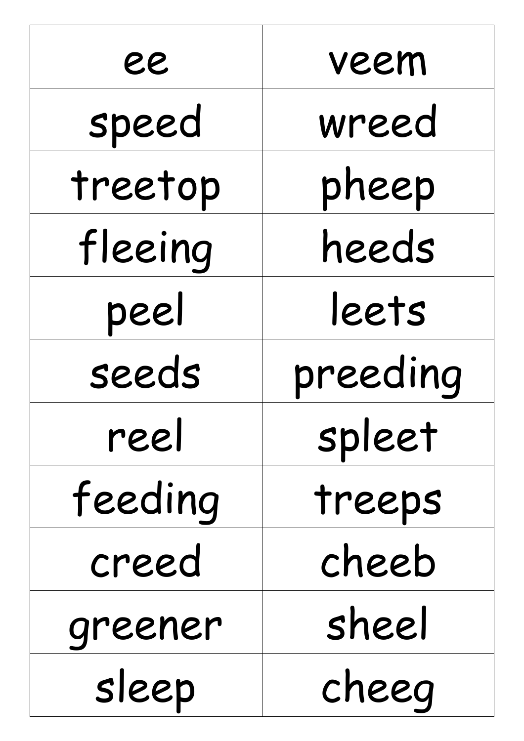| ee | veem |
|---|---|
| speed | wreed |
| treetop | pheep |
| fleeing | heeds |
| peel | leets |
| seeds | preeding |
| reel | spleet |
| feeding | treeps |
| creed | cheeb |
| greener | sheel |
| sleep | cheeg |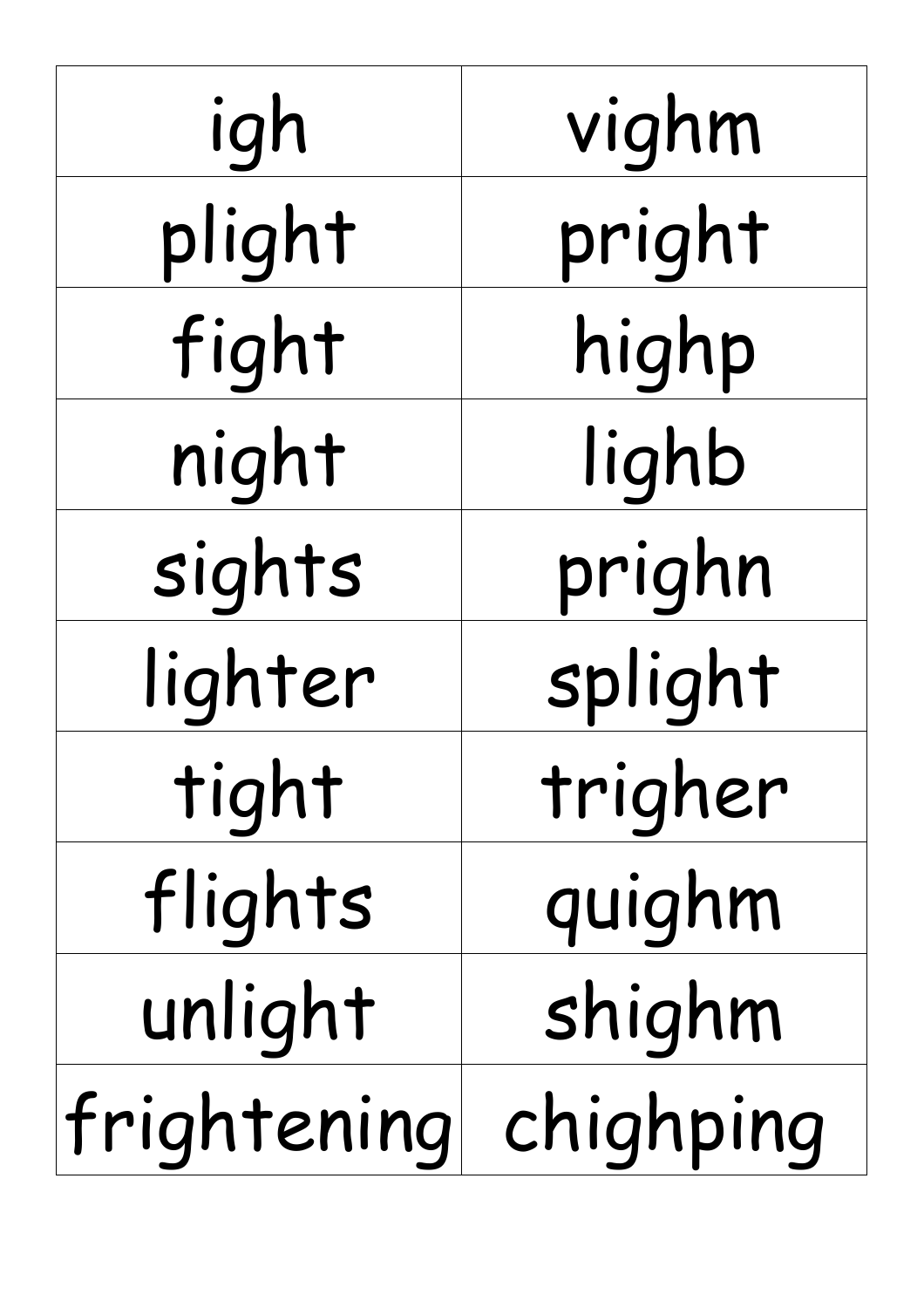| igh | vighm |
| --- | --- |
| plight | pright |
| fight | highp |
| night | lighb |
| sights | prighn |
| lighter | splight |
| tight | trigher |
| flights | quighm |
| unlight | shighm |
| frightening | chighping |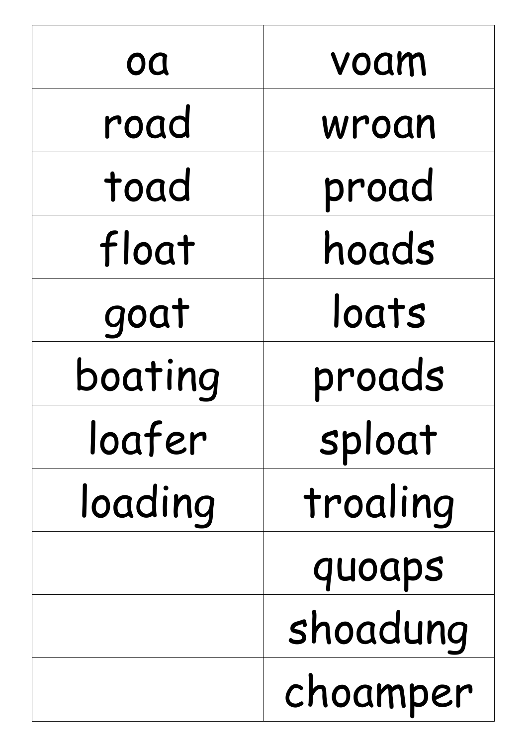| oa | voam |
|---|---|
| road | wroan |
| toad | proad |
| float | hoads |
| goat | loats |
| boating | proads |
| loafer | sploat |
| loading | troaling |
| | quoaps |
| | shoadung |
| | choamper |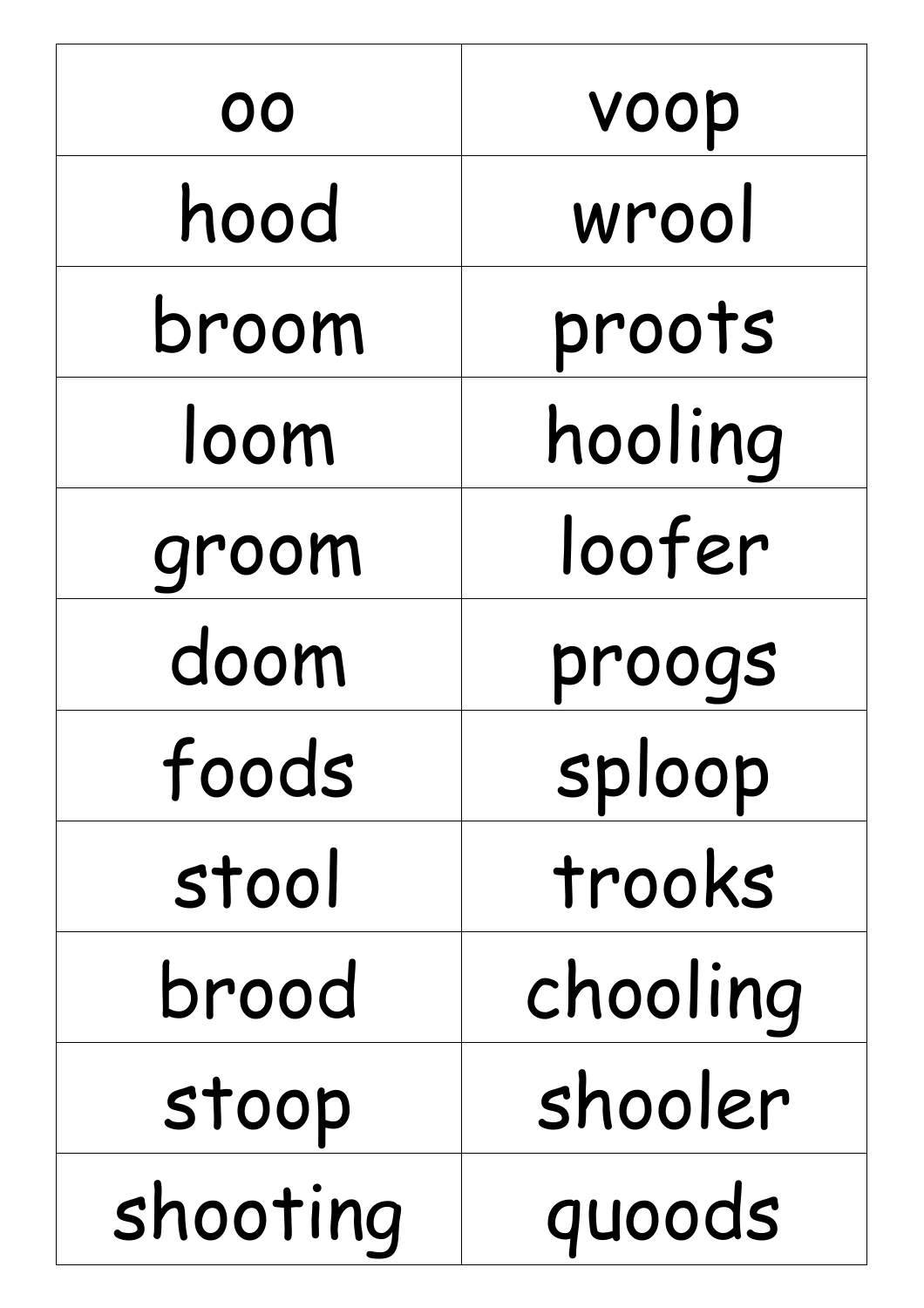| oo | voop |
| --- | --- |
| hood | wrool |
| broom | proots |
| loom | hooling |
| groom | loofer |
| doom | proogs |
| foods | sploop |
| stool | trooks |
| brood | chooling |
| stoop | shooler |
| shooting | quoods |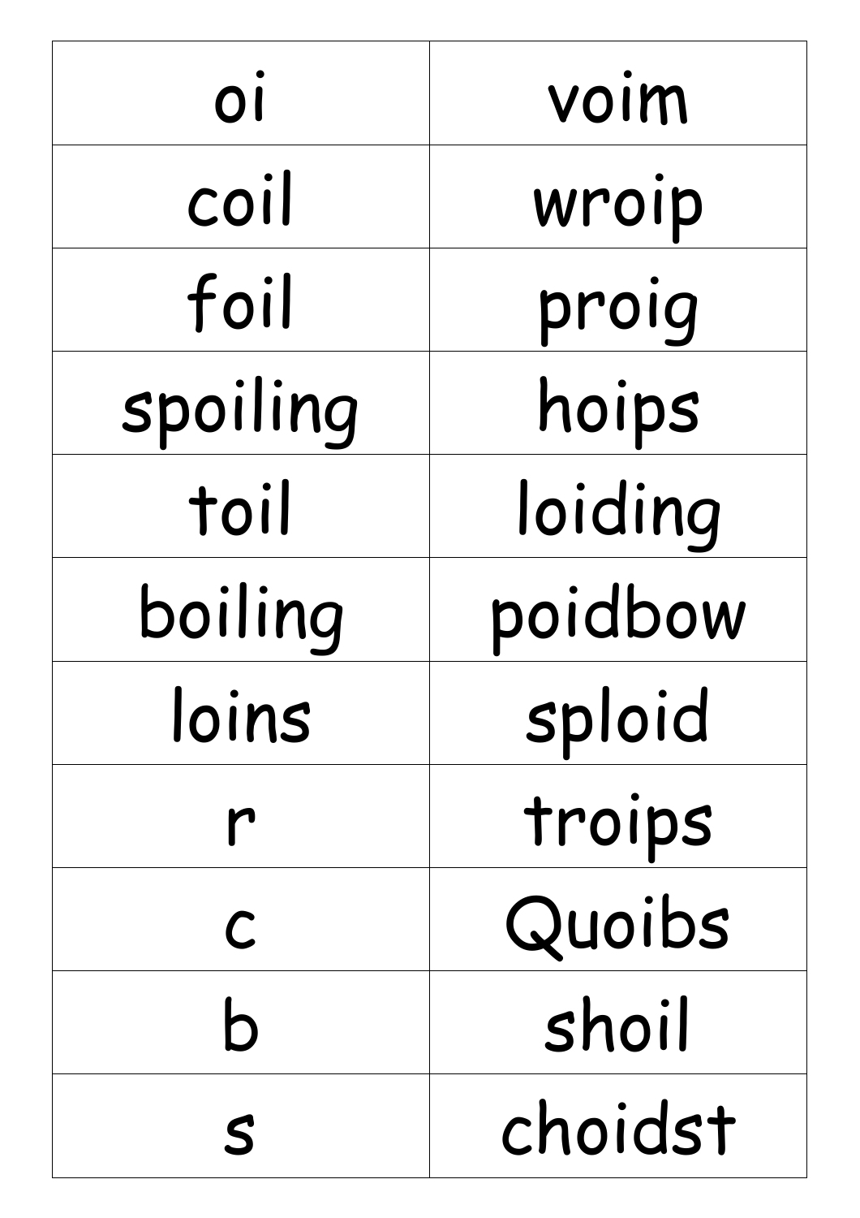| oi | voim |
|---|---|
| coil | wroip |
| foil | proig |
| spoiling | hoips |
| toil | loiding |
| boiling | poidbow |
| loins | sploid |
| r | troips |
| c | Quoibs |
| b | shoil |
| s | choidst |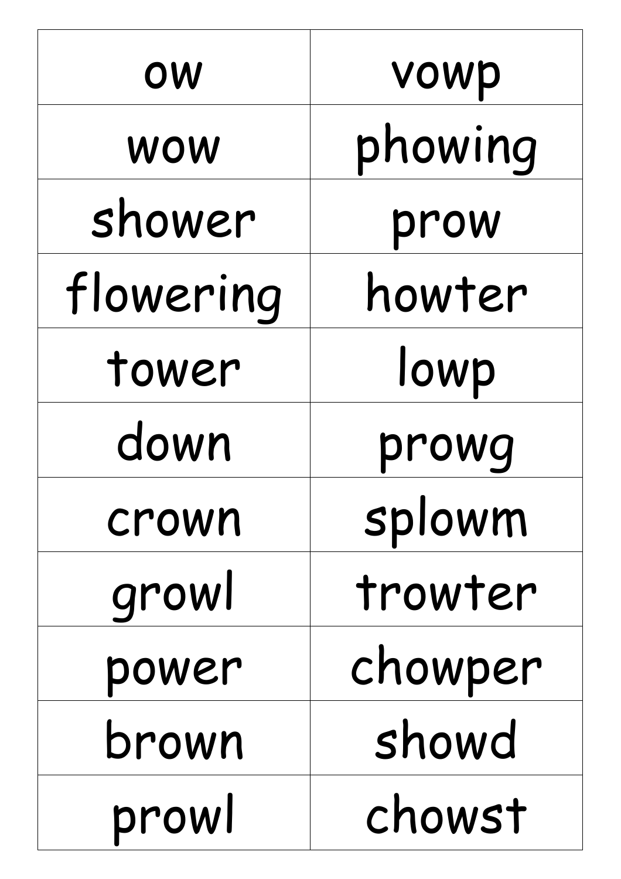| ow | vowp |
| --- | --- |
| wow | phowing |
| shower | prow |
| flowering | howter |
| tower | lowp |
| down | prowg |
| crown | splowm |
| growl | trowter |
| power | chowper |
| brown | showd |
| prowl | chowst |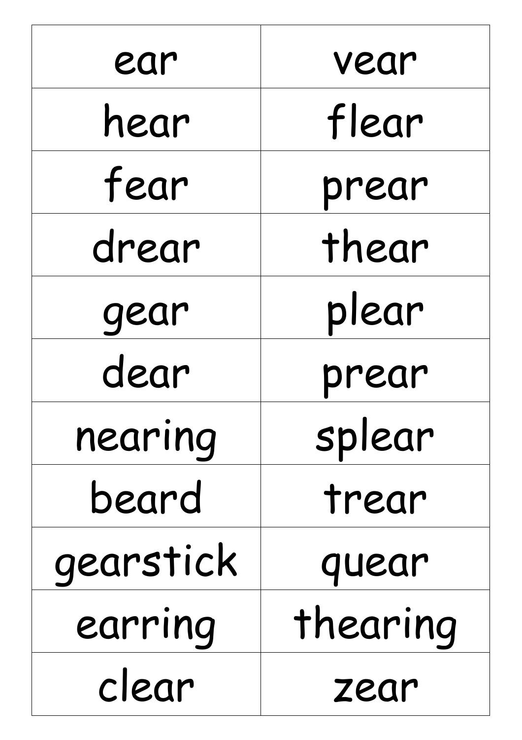| ear | vear |
|---|---|
| hear | flear |
| fear | prear |
| drear | thear |
| gear | plear |
| dear | prear |
| nearing | splear |
| beard | trear |
| gearstick | quear |
| earring | thearing |
| clear | zear |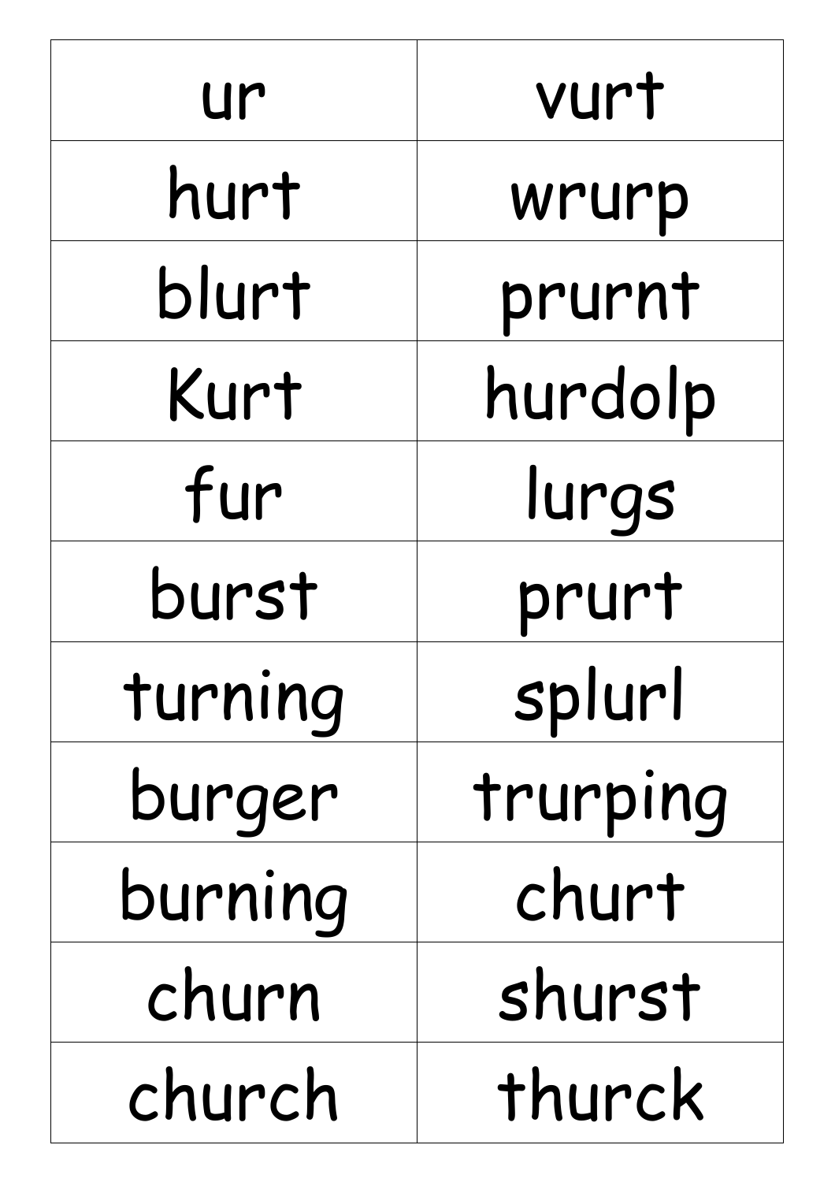| ur | vurt |
| --- | --- |
| hurt | wrurp |
| blurt | prurnt |
| Kurt | hurdolp |
| fur | lurgs |
| burst | prurt |
| turning | splurl |
| burger | trurping |
| burning | churt |
| churn | shurst |
| church | thurck |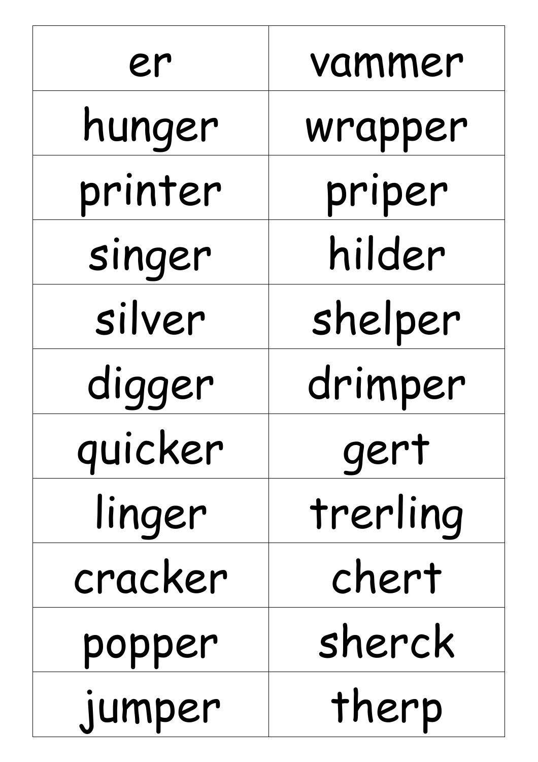| er | vammer |
| --- | --- |
| hunger | wrapper |
| printer | priper |
| singer | hilder |
| silver | shelper |
| digger | drimper |
| quicker | gert |
| linger | trerling |
| cracker | chert |
| popper | sherck |
| jumper | therp |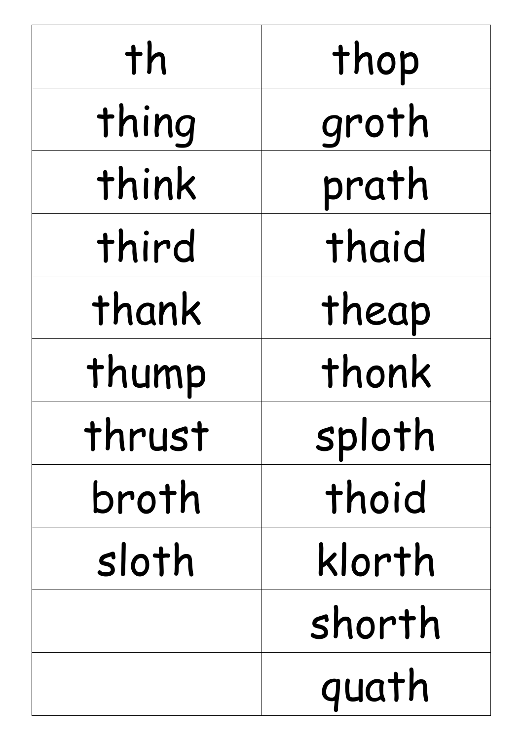| th | thop |
| --- | --- |
| thing | groth |
| think | prath |
| third | thaid |
| thank | theap |
| thump | thonk |
| thrust | sploth |
| broth | thoid |
| sloth | klorth |
| | shorth |
| | quath |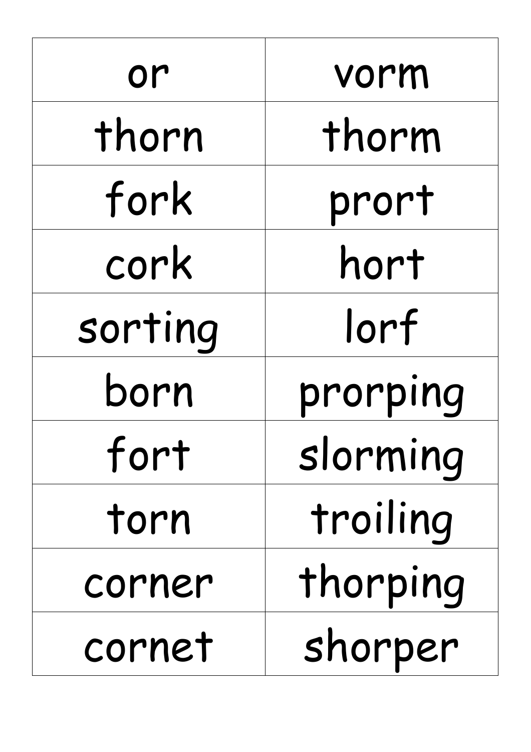| | |
|---|---|
| or | vorm |
| thorn | thorm |
| fork | prort |
| cork | hort |
| sorting | lorf |
| born | prorping |
| fort | slorming |
| torn | troiling |
| corner | thorping |
| cornet | shorper |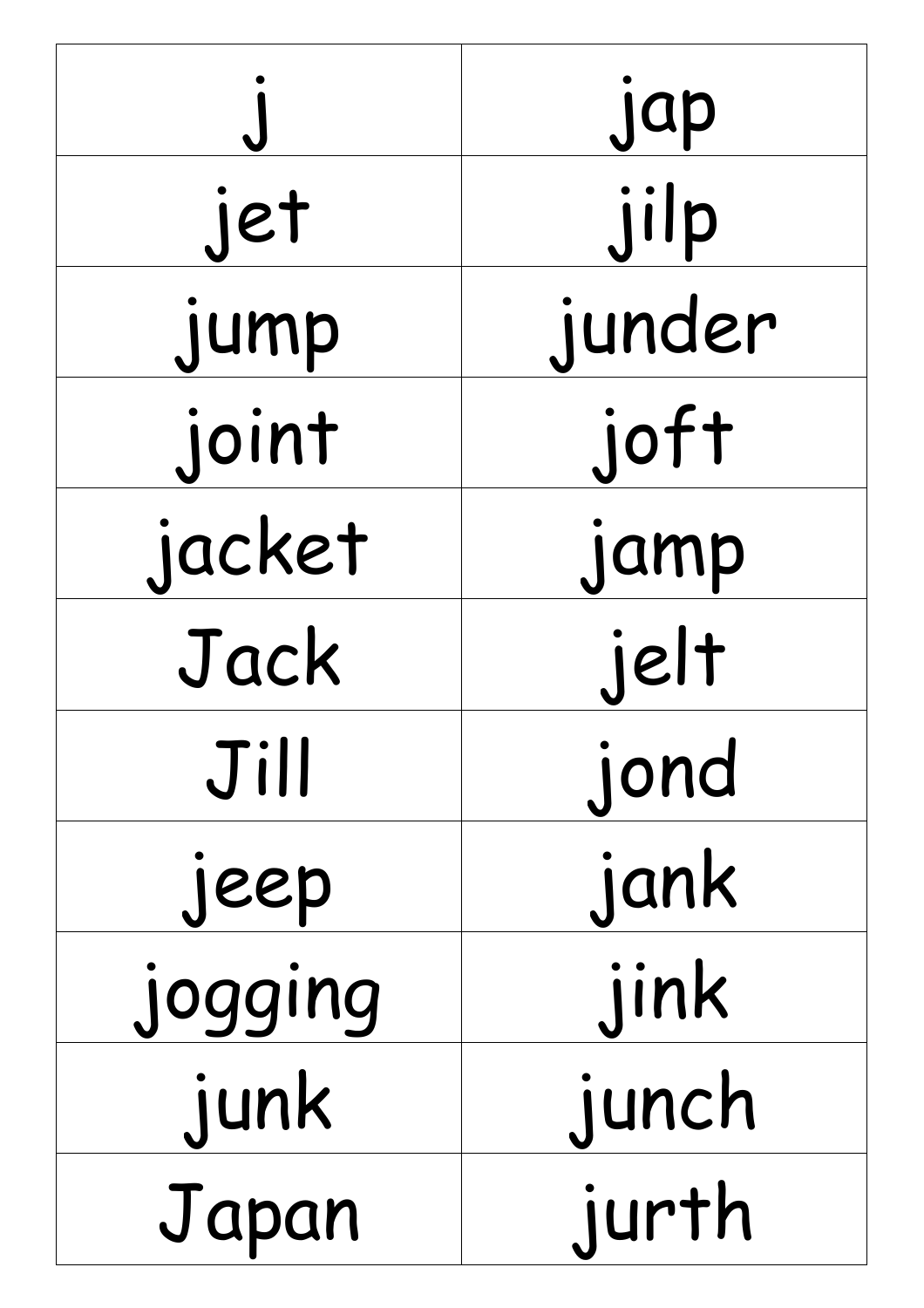| j | jap |
| --- | --- |
| jet | jilp |
| jump | junder |
| joint | joft |
| jacket | jamp |
| Jack | jelt |
| Jill | jond |
| jeep | jank |
| jogging | jink |
| junk | junch |
| Japan | jurth |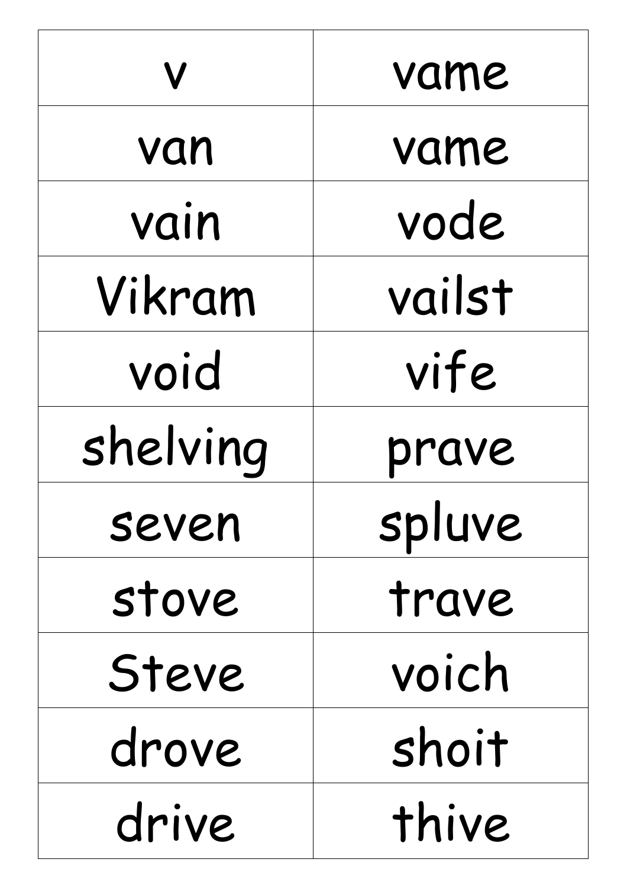| v | vame |
| --- | --- |
| van | vame |
| vain | vode |
| Vikram | vailst |
| void | vife |
| shelving | prave |
| seven | spluve |
| stove | trave |
| Steve | voich |
| drove | shoit |
| drive | thive |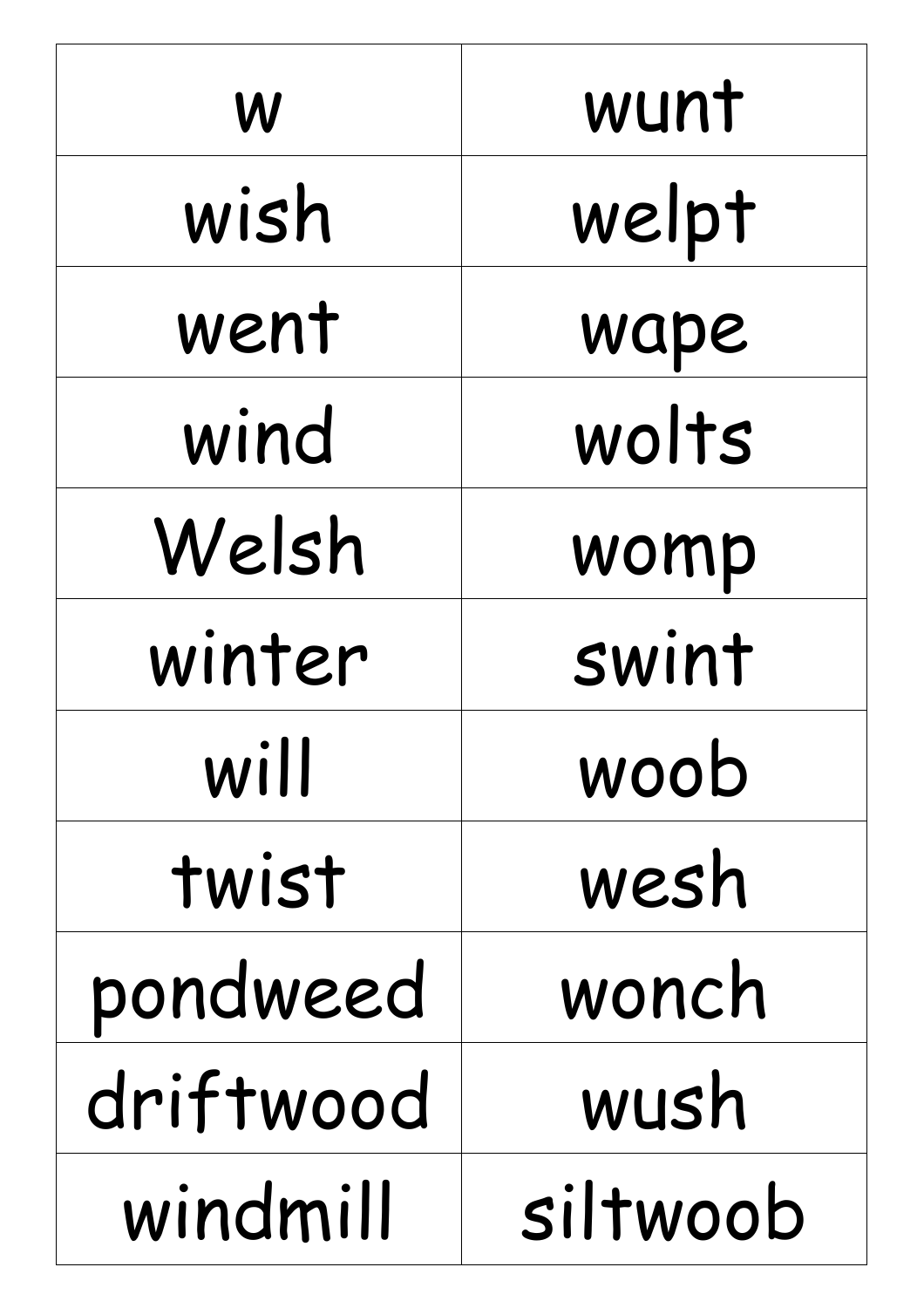| w | wunt |
| --- | --- |
| wish | welpt |
| went | wape |
| wind | wolts |
| Welsh | womp |
| winter | swint |
| will | woob |
| twist | wesh |
| pondweed | wonch |
| driftwood | wush |
| windmill | siltwoob |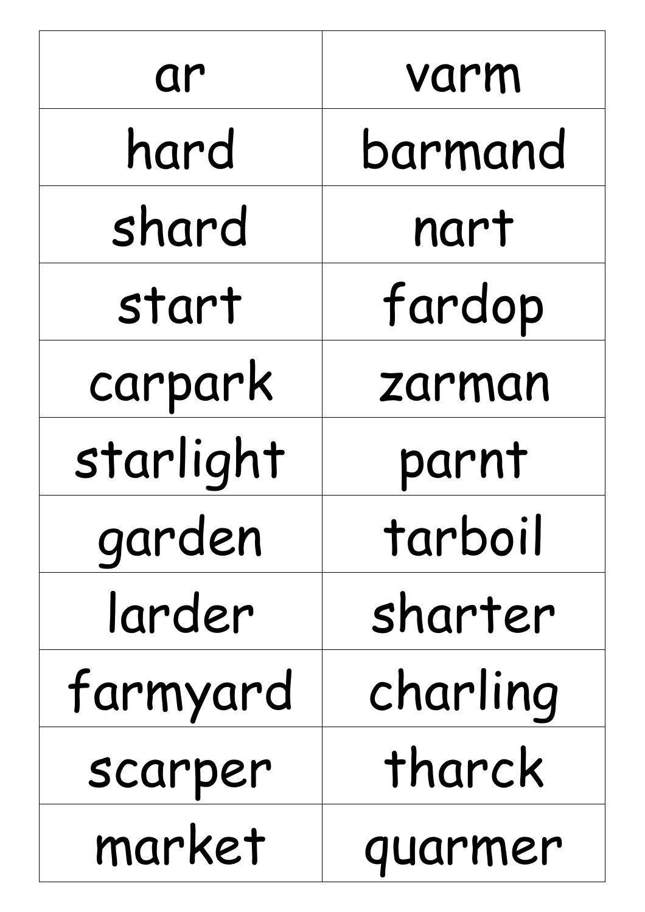| ar | varm |
| --- | --- |
| hard | barmand |
| shard | nart |
| start | fardop |
| carpark | zarman |
| starlight | parnt |
| garden | tarboil |
| larder | sharter |
| farmyard | charling |
| scarper | tharck |
| market | quarmer |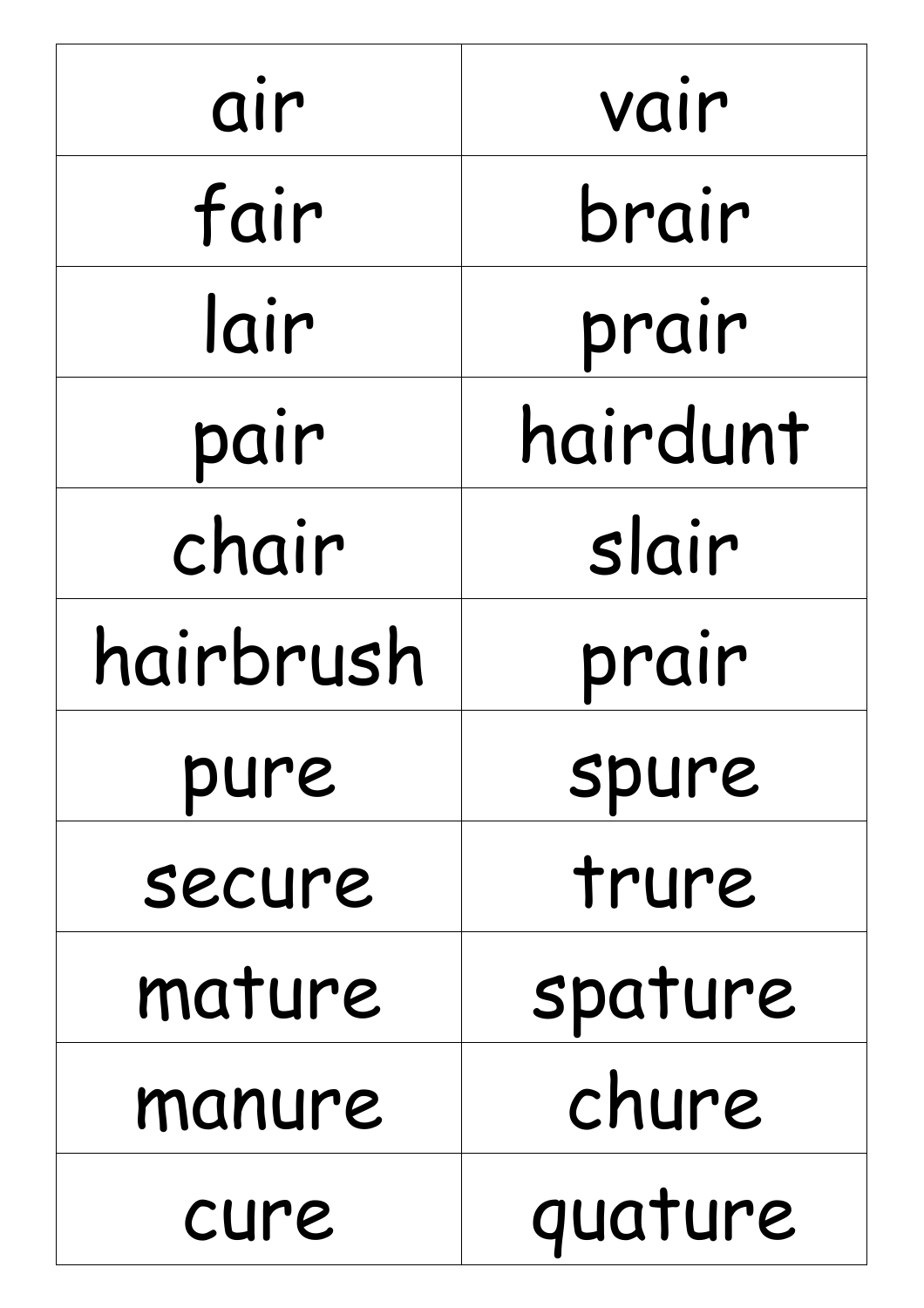| | |
|---|---|
| air | vair |
| fair | brair |
| lair | prair |
| pair | hairdunt |
| chair | slair |
| hairbrush | prair |
| pure | spure |
| secure | trure |
| mature | spature |
| manure | chure |
| cure | quature |